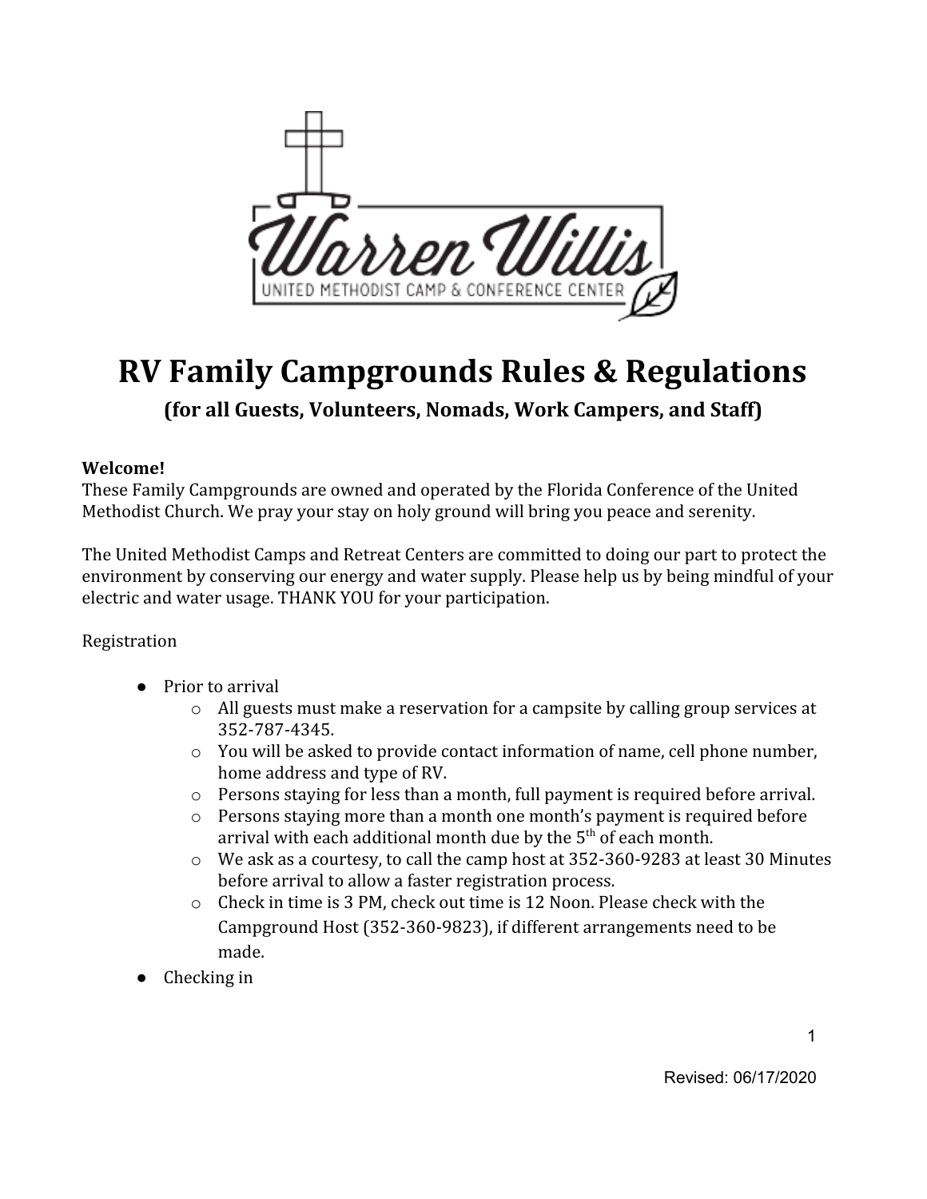# RV Family Campgrounds Rules & Regulations

**(for all Guests, Volunteers, Nomads, Work Campers, and Staff)**

**Welcome!**

These Family Campgrounds are owned and operated by the Florida Conference of the United Methodist Church. We pray your stay on holy ground will bring you peace and serenity.

The United Methodist Camps and Retreat Centers are committed to doing our part to protect the environment by conserving our energy and water supply. Please help us by being mindful of your electric and water usage. THANK YOU for your participation.

Registration

- Prior to arrival
  - All guests must make a reservation for a campsite by calling group services at 352-787-4345.
  - You will be asked to provide contact information of name, cell phone number, home address and type of RV.
  - Persons staying for less than a month, full payment is required before arrival.
  - Persons staying more than a month one month's payment is required before arrival with each additional month due by the 5th of each month.
  - We ask as a courtesy, to call the camp host at 352-360-9283 at least 30 Minutes before arrival to allow a faster registration process.
  - Check in time is 3 PM, check out time is 12 Noon. Please check with the Campground Host (352-360-9823), if different arrangements need to be made.
- Checking in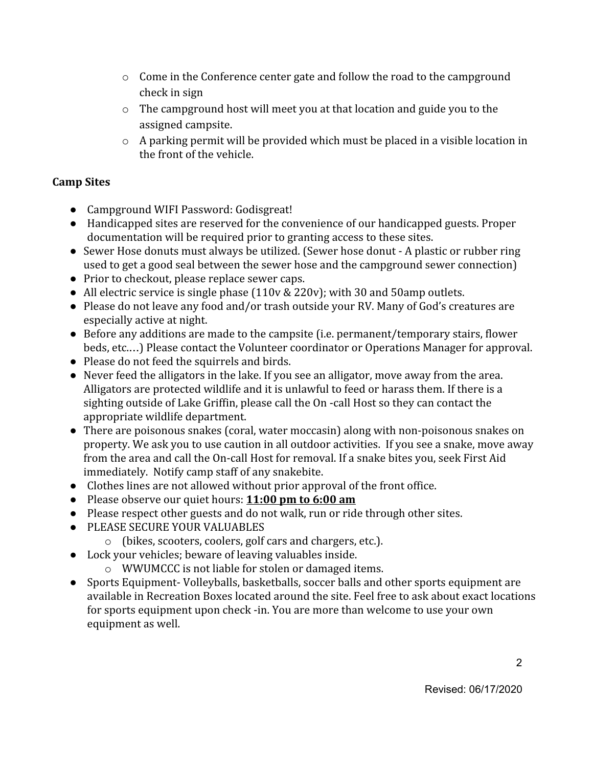- Come in the Conference center gate and follow the road to the campground check in sign
- The campground host will meet you at that location and guide you to the assigned campsite.
- A parking permit will be provided which must be placed in a visible location in the front of the vehicle.

**Camp Sites**

- Campground WIFI Password: Godisgreat!
- Handicapped sites are reserved for the convenience of our handicapped guests. Proper documentation will be required prior to granting access to these sites.
- Sewer Hose donuts must always be utilized. (Sewer hose donut - A plastic or rubber ring used to get a good seal between the sewer hose and the campground sewer connection)
- Prior to checkout, please replace sewer caps.
- All electric service is single phase (110v & 220v); with 30 and 50amp outlets.
- Please do not leave any food and/or trash outside your RV. Many of God's creatures are especially active at night.
- Before any additions are made to the campsite (i.e. permanent/temporary stairs, flower beds, etc.…) Please contact the Volunteer coordinator or Operations Manager for approval.
- Please do not feed the squirrels and birds.
- Never feed the alligators in the lake. If you see an alligator, move away from the area. Alligators are protected wildlife and it is unlawful to feed or harass them. If there is a sighting outside of Lake Griffin, please call the On -call Host so they can contact the appropriate wildlife department.
- There are poisonous snakes (coral, water moccasin) along with non-poisonous snakes on property. We ask you to use caution in all outdoor activities. If you see a snake, move away from the area and call the On-call Host for removal. If a snake bites you, seek First Aid immediately. Notify camp staff of any snakebite.
- Clothes lines are not allowed without prior approval of the front office.
- Please observe our quiet hours: **<u>11:00 pm to 6:00 am</u>**
- Please respect other guests and do not walk, run or ride through other sites.
- PLEASE SECURE YOUR VALUABLES
  - (bikes, scooters, coolers, golf cars and chargers, etc.).
- Lock your vehicles; beware of leaving valuables inside.
  - WWUMCCC is not liable for stolen or damaged items.
- Sports Equipment- Volleyballs, basketballs, soccer balls and other sports equipment are available in Recreation Boxes located around the site. Feel free to ask about exact locations for sports equipment upon check -in. You are more than welcome to use your own equipment as well.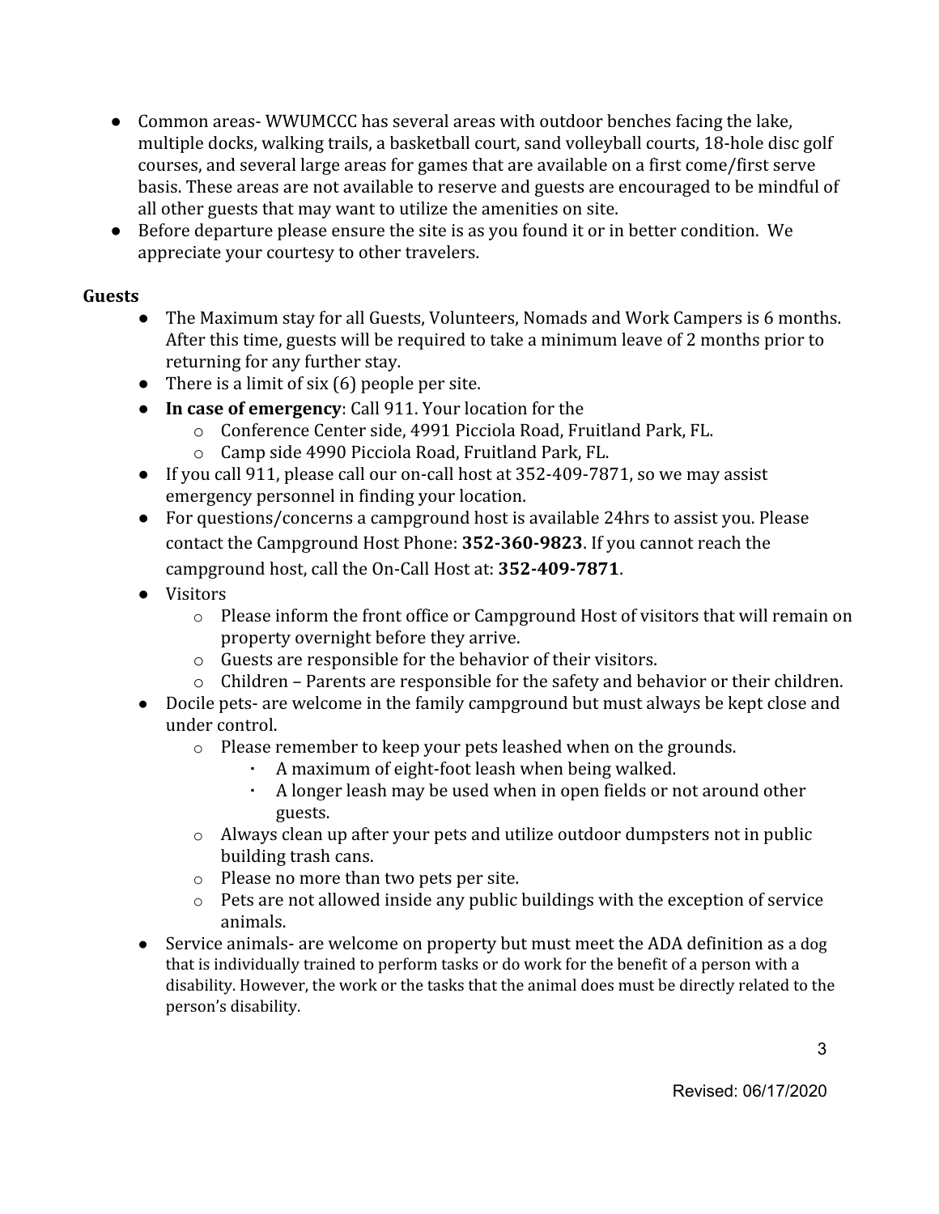- Common areas- WWUMCCC has several areas with outdoor benches facing the lake, multiple docks, walking trails, a basketball court, sand volleyball courts, 18-hole disc golf courses, and several large areas for games that are available on a first come/first serve basis. These areas are not available to reserve and guests are encouraged to be mindful of all other guests that may want to utilize the amenities on site.
- Before departure please ensure the site is as you found it or in better condition. We appreciate your courtesy to other travelers.

**Guests**

- The Maximum stay for all Guests, Volunteers, Nomads and Work Campers is 6 months. After this time, guests will be required to take a minimum leave of 2 months prior to returning for any further stay.
- There is a limit of six (6) people per site.
- **In case of emergency**: Call 911. Your location for the
  - Conference Center side, 4991 Picciola Road, Fruitland Park, FL.
  - Camp side 4990 Picciola Road, Fruitland Park, FL.
- If you call 911, please call our on-call host at 352-409-7871, so we may assist emergency personnel in finding your location.
- For questions/concerns a campground host is available 24hrs to assist you. Please contact the Campground Host Phone: **352-360-9823**. If you cannot reach the campground host, call the On-Call Host at: **352-409-7871**.
- Visitors
  - Please inform the front office or Campground Host of visitors that will remain on property overnight before they arrive.
  - Guests are responsible for the behavior of their visitors.
  - Children – Parents are responsible for the safety and behavior or their children.
- Docile pets- are welcome in the family campground but must always be kept close and under control.
  - Please remember to keep your pets leashed when on the grounds.
    - A maximum of eight-foot leash when being walked.
    - A longer leash may be used when in open fields or not around other guests.
  - Always clean up after your pets and utilize outdoor dumpsters not in public building trash cans.
  - Please no more than two pets per site.
  - Pets are not allowed inside any public buildings with the exception of service animals.
- Service animals- are welcome on property but must meet the ADA definition as a dog that is individually trained to perform tasks or do work for the benefit of a person with a disability. However, the work or the tasks that the animal does must be directly related to the person's disability.

Revised: 06/17/2020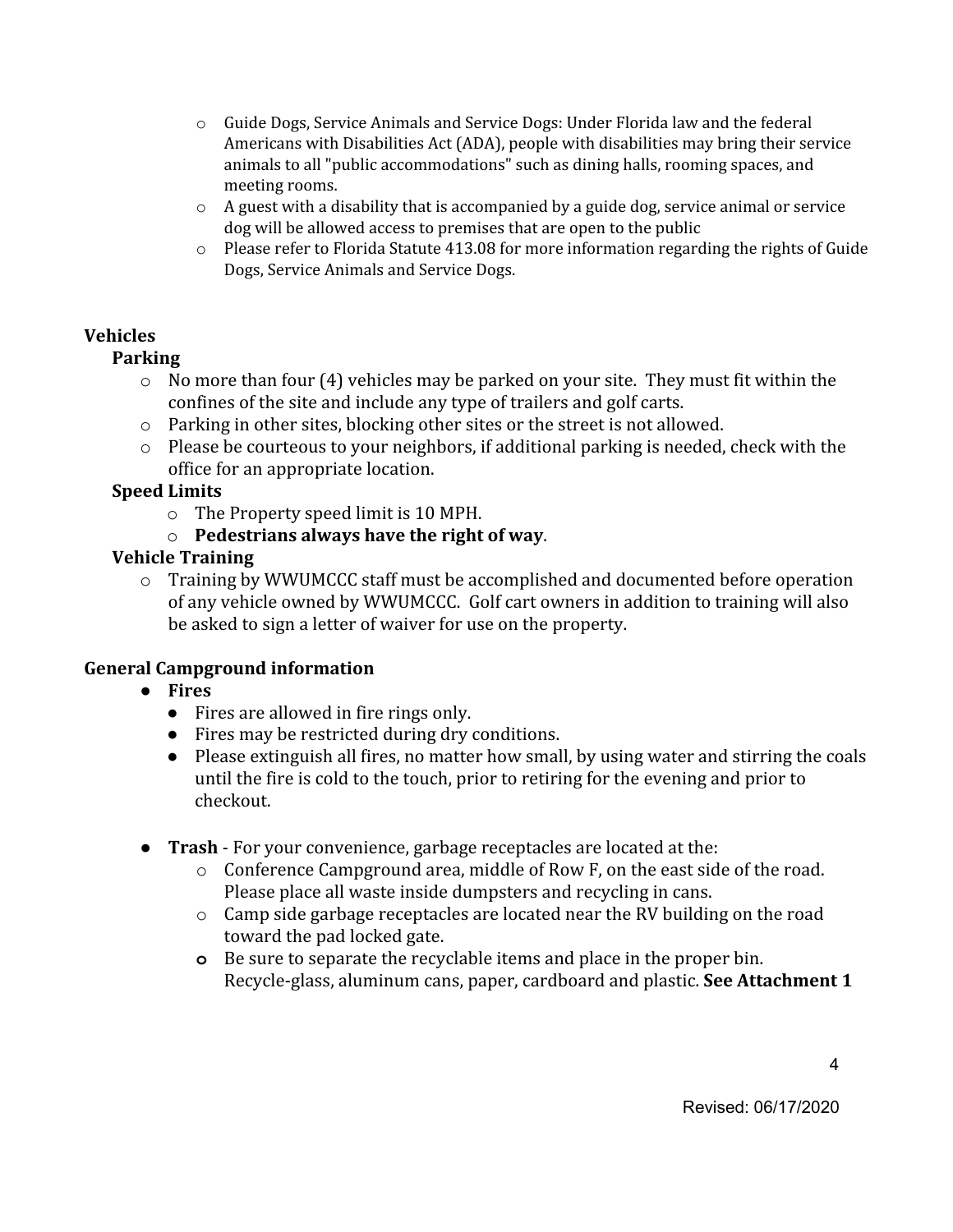- Guide Dogs, Service Animals and Service Dogs: Under Florida law and the federal Americans with Disabilities Act (ADA), people with disabilities may bring their service animals to all "public accommodations" such as dining halls, rooming spaces, and meeting rooms.
- A guest with a disability that is accompanied by a guide dog, service animal or service dog will be allowed access to premises that are open to the public
- Please refer to Florida Statute 413.08 for more information regarding the rights of Guide Dogs, Service Animals and Service Dogs.

## Vehicles

### Parking

- No more than four (4) vehicles may be parked on your site. They must fit within the confines of the site and include any type of trailers and golf carts.
- Parking in other sites, blocking other sites or the street is not allowed.
- Please be courteous to your neighbors, if additional parking is needed, check with the office for an appropriate location.

### Speed Limits

- The Property speed limit is 10 MPH.
- **Pedestrians always have the right of way**.

### Vehicle Training

- Training by WWUMCCC staff must be accomplished and documented before operation of any vehicle owned by WWUMCCC. Golf cart owners in addition to training will also be asked to sign a letter of waiver for use on the property.

## General Campground information

- **Fires**
  - Fires are allowed in fire rings only.
  - Fires may be restricted during dry conditions.
  - Please extinguish all fires, no matter how small, by using water and stirring the coals until the fire is cold to the touch, prior to retiring for the evening and prior to checkout.

- **Trash** - For your convenience, garbage receptacles are located at the:
  - Conference Campground area, middle of Row F, on the east side of the road. Please place all waste inside dumpsters and recycling in cans.
  - Camp side garbage receptacles are located near the RV building on the road toward the pad locked gate.
  - Be sure to separate the recyclable items and place in the proper bin. Recycle-glass, aluminum cans, paper, cardboard and plastic. **See Attachment 1**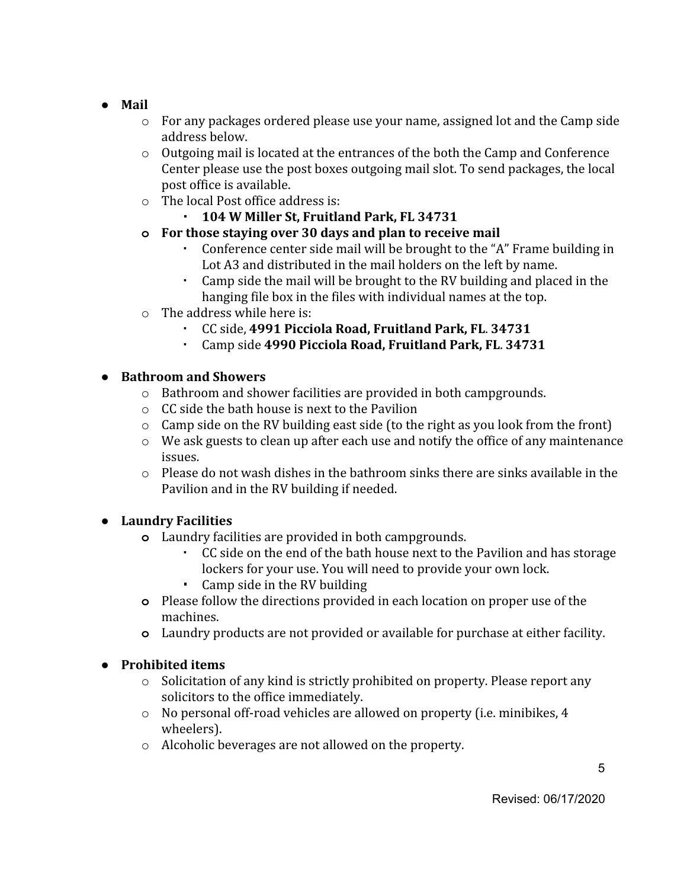- **Mail**
  - For any packages ordered please use your name, assigned lot and the Camp side address below.
  - Outgoing mail is located at the entrances of the both the Camp and Conference Center please use the post boxes outgoing mail slot. To send packages, the local post office is available.
  - The local Post office address is:
    - **104 W Miller St, Fruitland Park, FL 34731**
  - **For those staying over 30 days and plan to receive mail**
    - Conference center side mail will be brought to the "A" Frame building in Lot A3 and distributed in the mail holders on the left by name.
    - Camp side the mail will be brought to the RV building and placed in the hanging file box in the files with individual names at the top.
  - The address while here is:
    - CC side, **4991 Picciola Road, Fruitland Park, FL. 34731**
    - Camp side **4990 Picciola Road, Fruitland Park, FL. 34731**

- **Bathroom and Showers**
  - Bathroom and shower facilities are provided in both campgrounds.
  - CC side the bath house is next to the Pavilion
  - Camp side on the RV building east side (to the right as you look from the front)
  - We ask guests to clean up after each use and notify the office of any maintenance issues.
  - Please do not wash dishes in the bathroom sinks there are sinks available in the Pavilion and in the RV building if needed.

- **Laundry Facilities**
  - Laundry facilities are provided in both campgrounds.
    - CC side on the end of the bath house next to the Pavilion and has storage lockers for your use. You will need to provide your own lock.
    - Camp side in the RV building
  - Please follow the directions provided in each location on proper use of the machines.
  - Laundry products are not provided or available for purchase at either facility.

- **Prohibited items**
  - Solicitation of any kind is strictly prohibited on property. Please report any solicitors to the office immediately.
  - No personal off-road vehicles are allowed on property (i.e. minibikes, 4 wheelers).
  - Alcoholic beverages are not allowed on the property.

Revised: 06/17/2020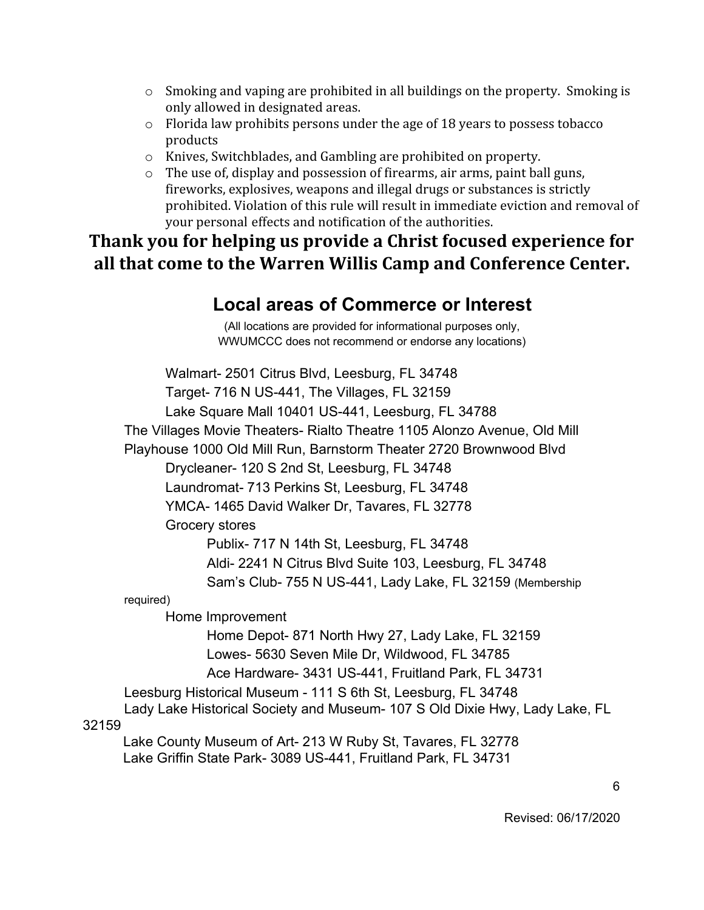- Smoking and vaping are prohibited in all buildings on the property. Smoking is only allowed in designated areas.
- Florida law prohibits persons under the age of 18 years to possess tobacco products
- Knives, Switchblades, and Gambling are prohibited on property.
- The use of, display and possession of firearms, air arms, paint ball guns, fireworks, explosives, weapons and illegal drugs or substances is strictly prohibited. Violation of this rule will result in immediate eviction and removal of your personal effects and notification of the authorities.

**Thank you for helping us provide a Christ focused experience for all that come to the Warren Willis Camp and Conference Center.**

## Local areas of Commerce or Interest

(All locations are provided for informational purposes only, WWUMCCC does not recommend or endorse any locations)

Walmart- 2501 Citrus Blvd, Leesburg, FL 34748

Target- 716 N US-441, The Villages, FL 32159

Lake Square Mall 10401 US-441, Leesburg, FL 34788

The Villages Movie Theaters- Rialto Theatre 1105 Alonzo Avenue, Old Mill Playhouse 1000 Old Mill Run, Barnstorm Theater 2720 Brownwood Blvd

Drycleaner- 120 S 2nd St, Leesburg, FL 34748

Laundromat- 713 Perkins St, Leesburg, FL 34748

YMCA- 1465 David Walker Dr, Tavares, FL 32778

Grocery stores

- Publix- 717 N 14th St, Leesburg, FL 34748
- Aldi- 2241 N Citrus Blvd Suite 103, Leesburg, FL 34748
- Sam's Club- 755 N US-441, Lady Lake, FL 32159 (Membership required)

Home Improvement

- Home Depot- 871 North Hwy 27, Lady Lake, FL 32159
- Lowes- 5630 Seven Mile Dr, Wildwood, FL 34785
- Ace Hardware- 3431 US-441, Fruitland Park, FL 34731

Leesburg Historical Museum - 111 S 6th St, Leesburg, FL 34748

Lady Lake Historical Society and Museum- 107 S Old Dixie Hwy, Lady Lake, FL 32159

Lake County Museum of Art- 213 W Ruby St, Tavares, FL 32778

Lake Griffin State Park- 3089 US-441, Fruitland Park, FL 34731

Revised: 06/17/2020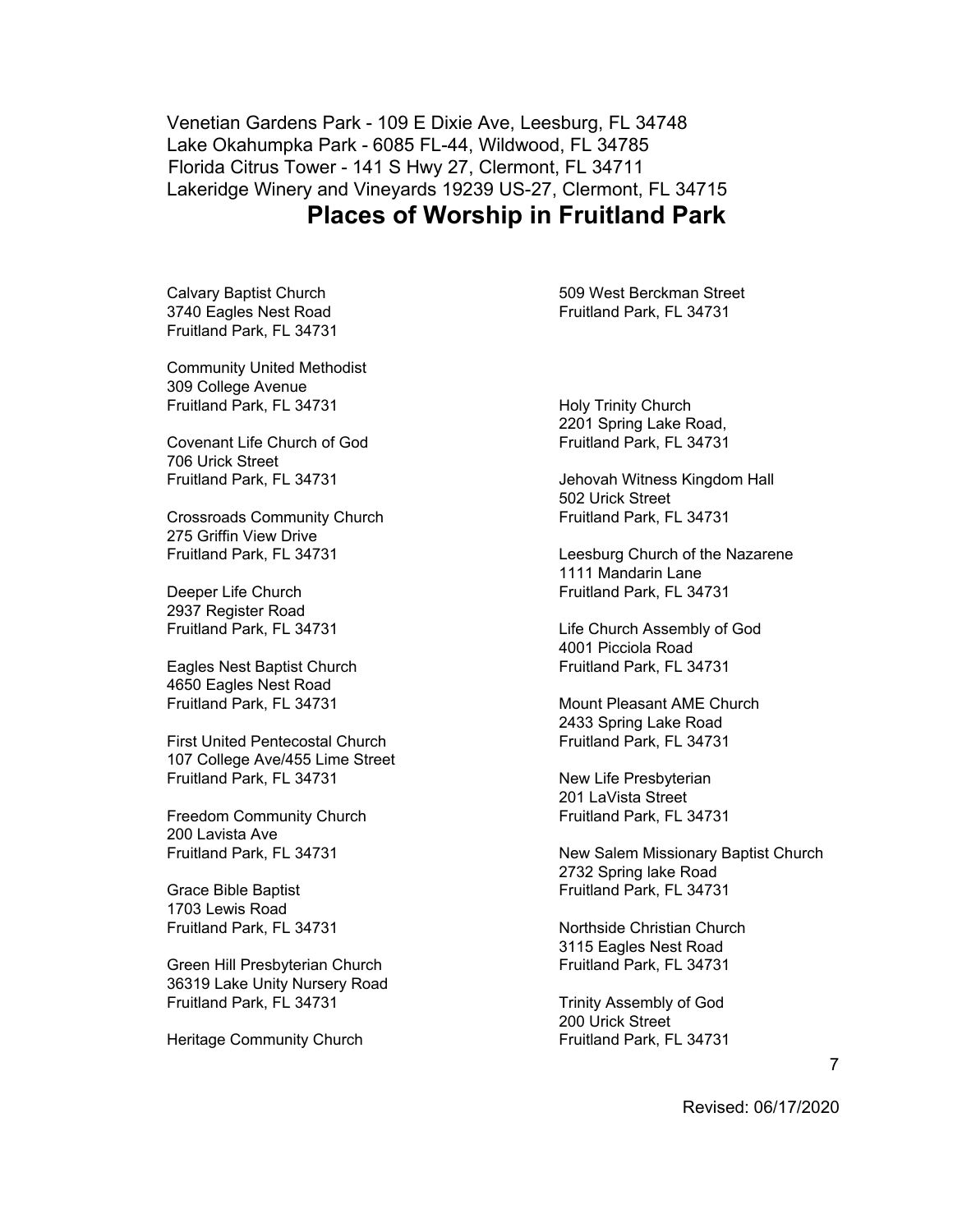Venetian Gardens Park - 109 E Dixie Ave, Leesburg, FL 34748
Lake Okahumpka Park - 6085 FL-44, Wildwood, FL 34785
Florida Citrus Tower - 141 S Hwy 27, Clermont, FL 34711
Lakeridge Winery and Vineyards 19239 US-27, Clermont, FL 34715

## Places of Worship in Fruitland Park

Calvary Baptist Church
3740 Eagles Nest Road
Fruitland Park, FL 34731

Community United Methodist
309 College Avenue
Fruitland Park, FL 34731

Covenant Life Church of God
706 Urick Street
Fruitland Park, FL 34731

Crossroads Community Church
275 Griffin View Drive
Fruitland Park, FL 34731

Deeper Life Church
2937 Register Road
Fruitland Park, FL 34731

Eagles Nest Baptist Church
4650 Eagles Nest Road
Fruitland Park, FL 34731

First United Pentecostal Church
107 College Ave/455 Lime Street
Fruitland Park, FL 34731

Freedom Community Church
200 Lavista Ave
Fruitland Park, FL 34731

Grace Bible Baptist
1703 Lewis Road
Fruitland Park, FL 34731

Green Hill Presbyterian Church
36319 Lake Unity Nursery Road
Fruitland Park, FL 34731

Heritage Community Church
509 West Berckman Street
Fruitland Park, FL 34731

Holy Trinity Church
2201 Spring Lake Road,
Fruitland Park, FL 34731

Jehovah Witness Kingdom Hall
502 Urick Street
Fruitland Park, FL 34731

Leesburg Church of the Nazarene
1111 Mandarin Lane
Fruitland Park, FL 34731

Life Church Assembly of God
4001 Picciola Road
Fruitland Park, FL 34731

Mount Pleasant AME Church
2433 Spring Lake Road
Fruitland Park, FL 34731

New Life Presbyterian
201 LaVista Street
Fruitland Park, FL 34731

New Salem Missionary Baptist Church
2732 Spring lake Road
Fruitland Park, FL 34731

Northside Christian Church
3115 Eagles Nest Road
Fruitland Park, FL 34731

Trinity Assembly of God
200 Urick Street
Fruitland Park, FL 34731

Revised: 06/17/2020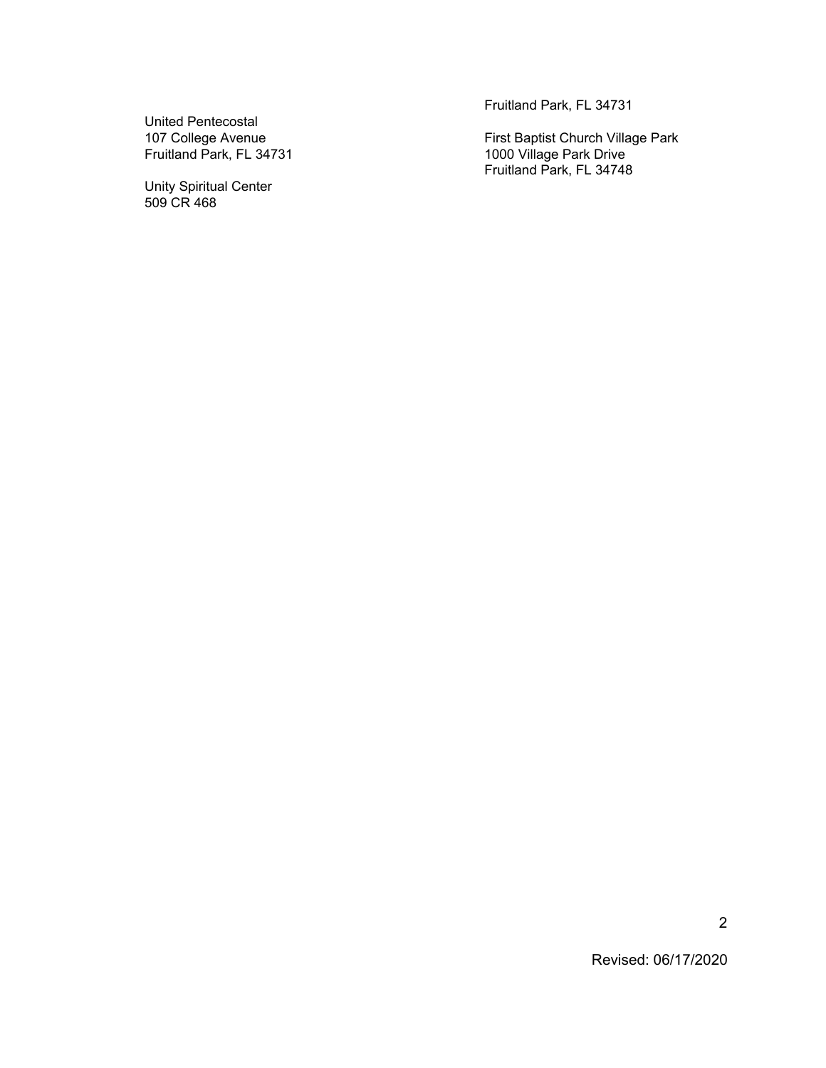United Pentecostal
107 College Avenue
Fruitland Park, FL 34731

Unity Spiritual Center
509 CR 468
Fruitland Park, FL 34731

First Baptist Church Village Park
1000 Village Park Drive
Fruitland Park, FL 34748

Revised: 06/17/2020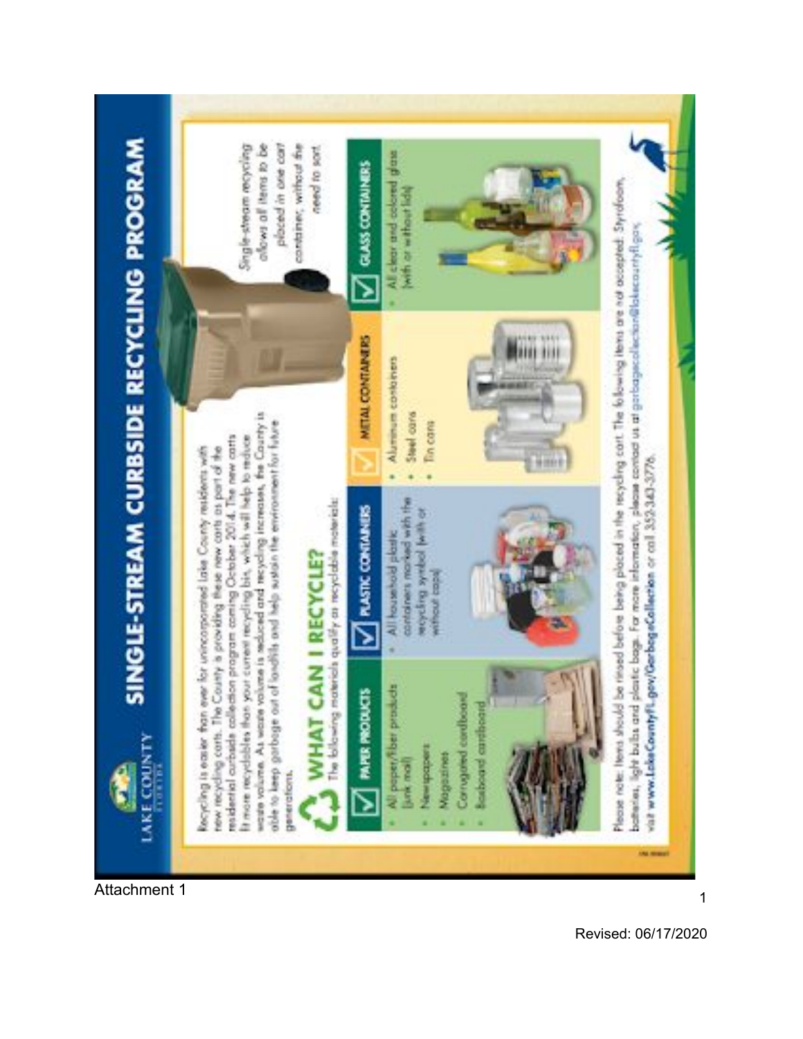# SINGLE-STREAM CURBSIDE RECYCLING PROGRAM

LAKE COUNTY FLORIDA

Recycling is easier than ever for unincorporated Lake County residents with new recycling carts. The County is providing these new carts as part of the residential curbside collection program coming October 2014. The new carts fit more recyclables than your current recycling bin, which will help to reduce waste volume. As waste volume is reduced and recycling increases, the County is able to keep garbage out of landfills and help sustain the environment for future generations.

Single-stream recycling allows all items to be placed in one cart container, without the need to sort.

## WHAT CAN I RECYCLE?

The following materials qualify as recyclable materials:

**PAPER PRODUCTS**

- All paper/fiber products (junk mail)
- Newspapers
- Magazines
- Corrugated cardboard
- Boxboard cardboard

**PLASTIC CONTAINERS**

- All household plastic containers marked with the recycling symbol (with or without caps)

**METAL CONTAINERS**

- Aluminum containers
- Steel cans
- Tin cans

**GLASS CONTAINERS**

- All clear and colored glass (with or without lids)

Please note: Items should be rinsed before being placed in the recycling cart. The following items are not accepted: Styrofoam, batteries, light bulbs and plastic bags. For more information, please contact us at garbagecollection@lakecountyfl.gov, visit **www.LakeCountyFL.gov/GarbageCollection** or call 352-343-3776.

Attachment 1

Revised: 06/17/2020